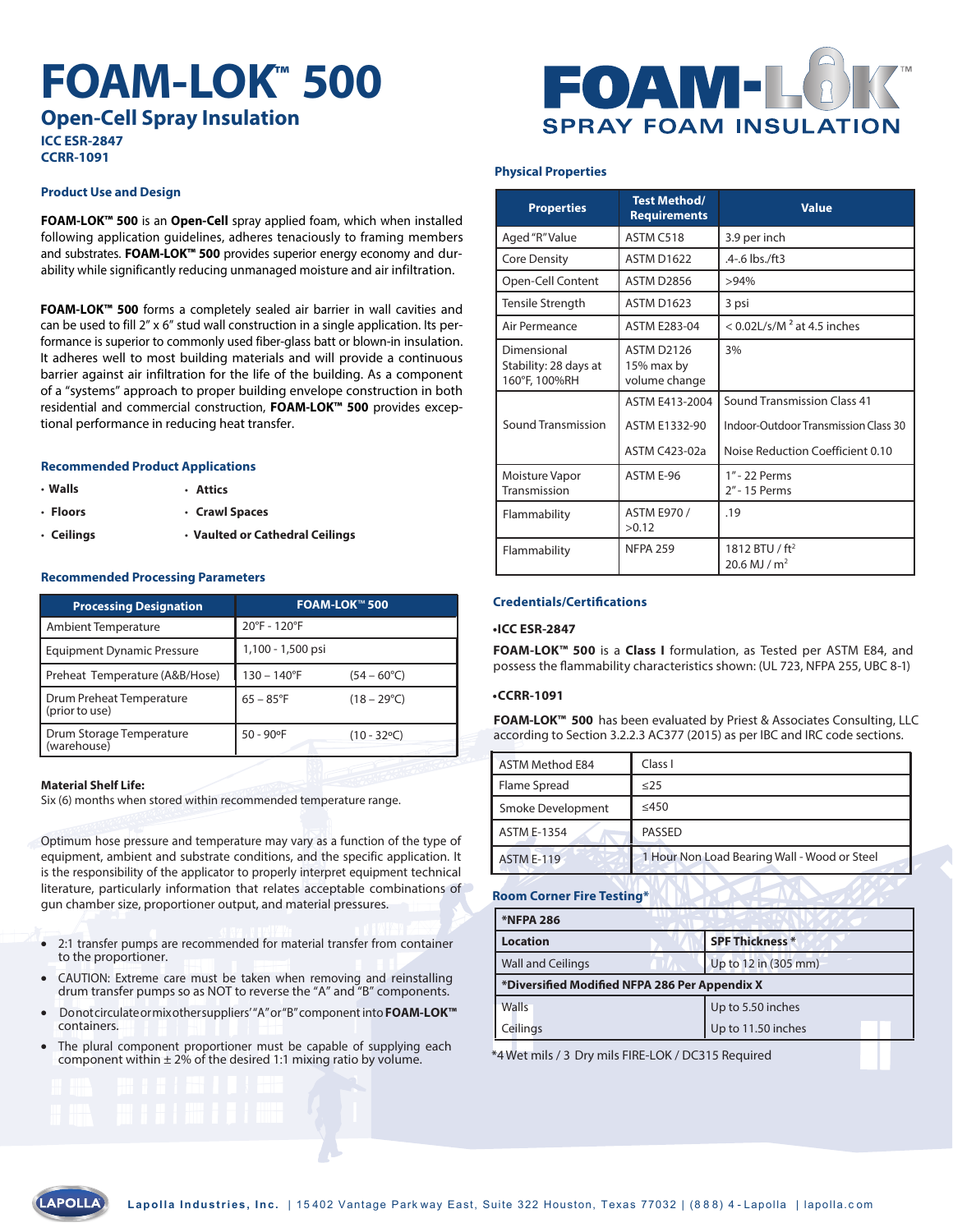# FOAM-LOK™ 500

## Open-Cell Spray Insulation

**ICC ESR-2847**
**CCRR-1091**

FOAM-LOK™ SPRAY FOAM INSULATION

### Product Use and Design

**FOAM-LOK™ 500** is an **Open-Cell** spray applied foam, which when installed following application guidelines, adheres tenaciously to framing members and substrates. **FOAM-LOK™ 500** provides superior energy economy and durability while significantly reducing unmanaged moisture and air infiltration.

**FOAM-LOK™ 500** forms a completely sealed air barrier in wall cavities and can be used to fill 2" x 6" stud wall construction in a single application. Its performance is superior to commonly used fiber-glass batt or blown-in insulation. It adheres well to most building materials and will provide a continuous barrier against air infiltration for the life of the building. As a component of a "systems" approach to proper building envelope construction in both residential and commercial construction, **FOAM-LOK™ 500** provides exceptional performance in reducing heat transfer.

### Recommended Product Applications

- **Walls**
- **Floors**
- **Ceilings**
- **Attics**
- **Crawl Spaces**
- **Vaulted or Cathedral Ceilings**

### Recommended Processing Parameters

| Processing Designation | FOAM-LOK™ 500 | |
|---|---|---|
| Ambient Temperature | 20°F - 120°F | |
| Equipment Dynamic Pressure | 1,100 - 1,500 psi | |
| Preheat Temperature (A&B/Hose) | 130 – 140°F | (54 – 60°C) |
| Drum Preheat Temperature (prior to use) | 65 – 85°F | (18 – 29°C) |
| Drum Storage Temperature (warehouse) | 50 - 90ºF | (10 - 32ºC) |

**Material Shelf Life:**
Six (6) months when stored within recommended temperature range.

Optimum hose pressure and temperature may vary as a function of the type of equipment, ambient and substrate conditions, and the specific application. It is the responsibility of the applicator to properly interpret equipment technical literature, particularly information that relates acceptable combinations of gun chamber size, proportioner output, and material pressures.

- 2:1 transfer pumps are recommended for material transfer from container to the proportioner.
- CAUTION: Extreme care must be taken when removing and reinstalling drum transfer pumps so as NOT to reverse the "A" and "B" components.
- Do not circulate or mix other suppliers' "A" or "B" component into **FOAM-LOK™** containers.
- The plural component proportioner must be capable of supplying each component within ± 2% of the desired 1:1 mixing ratio by volume.

### Physical Properties

| Properties | Test Method/ Requirements | Value |
|---|---|---|
| Aged "R" Value | ASTM C518 | 3.9 per inch |
| Core Density | ASTM D1622 | .4-.6 lbs./ft3 |
| Open-Cell Content | ASTM D2856 | >94% |
| Tensile Strength | ASTM D1623 | 3 psi |
| Air Permeance | ASTM E283-04 | < 0.02L/s/M $^2$ at 4.5 inches |
| Dimensional Stability: 28 days at 160°F, 100%RH | ASTM D2126 15% max by volume change | 3% |
| Sound Transmission | ASTM E413-2004 | Sound Transmission Class 41 |
| | ASTM E1332-90 | Indoor-Outdoor Transmission Class 30 |
| | ASTM C423-02a | Noise Reduction Coefficient 0.10 |
| Moisture Vapor Transmission | ASTM E-96 | 1" - 22 Perms<br>2" - 15 Perms |
| Flammability | ASTM E970 / >0.12 | .19 |
| Flammability | NFPA 259 | 1812 BTU / ft$^2$<br>20.6 MJ / m$^2$ |

### Credentials/Certifications

**•ICC ESR-2847**

**FOAM-LOK™ 500** is a **Class I** formulation, as Tested per ASTM E84, and possess the flammability characteristics shown: (UL 723, NFPA 255, UBC 8-1)

**•CCRR-1091**

**FOAM-LOK™ 500** has been evaluated by Priest & Associates Consulting, LLC according to Section 3.2.2.3 AC377 (2015) as per IBC and IRC code sections.

| ASTM Method E84 | Class I |
|---|---|
| Flame Spread | ≤25 |
| Smoke Development | ≤450 |
| ASTM E-1354 | PASSED |
| ASTM E-119 | 1 Hour Non Load Bearing Wall - Wood or Steel |

### Room Corner Fire Testing*

| *NFPA 286 | |
|---|---|
| **Location** | **SPF Thickness *** |
| Wall and Ceilings | Up to 12 in (305 mm) |
| ***Diversified Modified NFPA 286 Per Appendix X** | |
| Walls | Up to 5.50 inches |
| Ceilings | Up to 11.50 inches |

*4 Wet mils / 3 Dry mils FIRE-LOK / DC315 Required

LAPOLLA — **Lapolla Industries, Inc.** | 15402 Vantage Parkway East, Suite 322 Houston, Texas 77032 | (888) 4-Lapolla | lapolla.com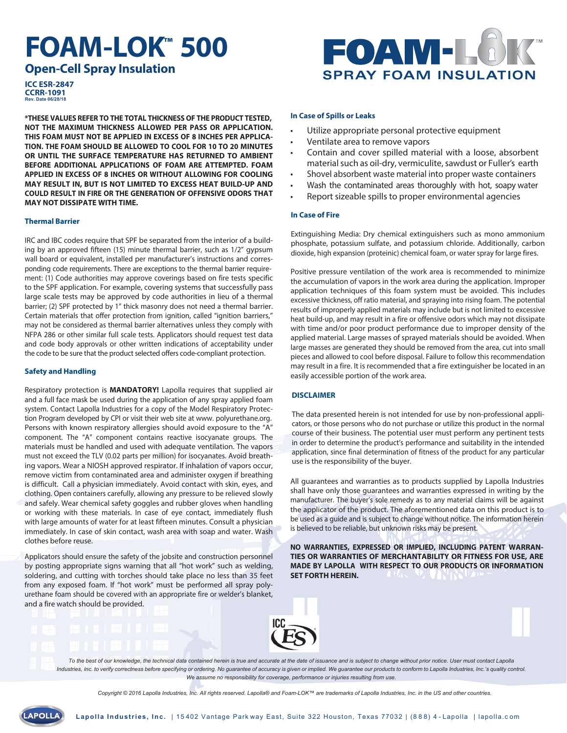# FOAM-LOK™ 500

## Open-Cell Spray Insulation

**ICC ESR-2847**
**CCRR-1091**
Rev. Date 06/28/18

FOAM-LOK™ SPRAY FOAM INSULATION

**\*THESE VALUES REFER TO THE TOTAL THICKNESS OF THE PRODUCT TESTED, NOT THE MAXIMUM THICKNESS ALLOWED PER PASS OR APPLICATION. THIS FOAM MUST NOT BE APPLIED IN EXCESS OF 8 INCHES PER APPLICATION. THE FOAM SHOULD BE ALLOWED TO COOL FOR 10 TO 20 MINUTES OR UNTIL THE SURFACE TEMPERATURE HAS RETURNED TO AMBIENT BEFORE ADDITIONAL APPLICATIONS OF FOAM ARE ATTEMPTED. FOAM APPLIED IN EXCESS OF 8 INCHES OR WITHOUT ALLOWING FOR COOLING MAY RESULT IN, BUT IS NOT LIMITED TO EXCESS HEAT BUILD-UP AND COULD RESULT IN FIRE OR THE GENERATION OF OFFENSIVE ODORS THAT MAY NOT DISSIPATE WITH TIME.**

### Thermal Barrier

IRC and IBC codes require that SPF be separated from the interior of a building by an approved fifteen (15) minute thermal barrier, such as 1/2" gypsum wall board or equivalent, installed per manufacturer's instructions and corresponding code requirements. There are exceptions to the thermal barrier requirement: (1) Code authorities may approve coverings based on fire tests specific to the SPF application. For example, covering systems that successfully pass large scale tests may be approved by code authorities in lieu of a thermal barrier; (2) SPF protected by 1" thick masonry does not need a thermal barrier. Certain materials that offer protection from ignition, called "ignition barriers," may not be considered as thermal barrier alternatives unless they comply with NFPA 286 or other similar full scale tests. Applicators should request test data and code body approvals or other written indications of acceptability under the code to be sure that the product selected offers code-compliant protection.

### Safety and Handling

Respiratory protection is **MANDATORY!** Lapolla requires that supplied air and a full face mask be used during the application of any spray applied foam system. Contact Lapolla Industries for a copy of the Model Respiratory Protection Program developed by CPI or visit their web site at www. polyurethane.org. Persons with known respiratory allergies should avoid exposure to the "A" component. The "A" component contains reactive isocyanate groups. The materials must be handled and used with adequate ventilation. The vapors must not exceed the TLV (0.02 parts per million) for isocyanates. Avoid breathing vapors. Wear a NIOSH approved respirator. If inhalation of vapors occur, remove victim from contaminated area and administer oxygen if breathing is difficult. Call a physician immediately. Avoid contact with skin, eyes, and clothing. Open containers carefully, allowing any pressure to be relieved slowly and safely. Wear chemical safety goggles and rubber gloves when handling or working with these materials. In case of eye contact, immediately flush with large amounts of water for at least fifteen minutes. Consult a physician immediately. In case of skin contact, wash area with soap and water. Wash clothes before reuse.

Applicators should ensure the safety of the jobsite and construction personnel by posting appropriate signs warning that all "hot work" such as welding, soldering, and cutting with torches should take place no less than 35 feet from any exposed foam. If "hot work" must be performed all spray polyurethane foam should be covered with an appropriate fire or welder's blanket, and a fire watch should be provided.

### In Case of Spills or Leaks

- Utilize appropriate personal protective equipment
- Ventilate area to remove vapors
- Contain and cover spilled material with a loose, absorbent material such as oil-dry, vermiculite, sawdust or Fuller's earth
- Shovel absorbent waste material into proper waste containers
- Wash the contaminated areas thoroughly with hot, soapy water
- Report sizeable spills to proper environmental agencies

### In Case of Fire

Extinguishing Media: Dry chemical extinguishers such as mono ammonium phosphate, potassium sulfate, and potassium chloride. Additionally, carbon dioxide, high expansion (proteinic) chemical foam, or water spray for large fires.

Positive pressure ventilation of the work area is recommended to minimize the accumulation of vapors in the work area during the application. Improper application techniques of this foam system must be avoided. This includes excessive thickness, off ratio material, and spraying into rising foam. The potential results of improperly applied materials may include but is not limited to excessive heat build-up, and may result in a fire or offensive odors which may not dissipate with time and/or poor product performance due to improper density of the applied material. Large masses of sprayed materials should be avoided. When large masses are generated they should be removed from the area, cut into small pieces and allowed to cool before disposal. Failure to follow this recommendation may result in a fire. It is recommended that a fire extinguisher be located in an easily accessible portion of the work area.

### DISCLAIMER

The data presented herein is not intended for use by non-professional applicators, or those persons who do not purchase or utilize this product in the normal course of their business. The potential user must perform any pertinent tests in order to determine the product's performance and suitability in the intended application, since final determination of fitness of the product for any particular use is the responsibility of the buyer.

All guarantees and warranties as to products supplied by Lapolla Industries shall have only those guarantees and warranties expressed in writing by the manufacturer. The buyer's sole remedy as to any material claims will be against the applicator of the product. The aforementioned data on this product is to be used as a guide and is subject to change without notice. The information herein is believed to be reliable, but unknown risks may be present.

**NO WARRANTIES, EXPRESSED OR IMPLIED, INCLUDING PATENT WARRANTIES OR WARRANTIES OF MERCHANTABILITY OR FITNESS FOR USE, ARE MADE BY LAPOLLA WITH RESPECT TO OUR PRODUCTS OR INFORMATION SET FORTH HEREIN.**

ICC ES

*To the best of our knowledge, the technical data contained herein is true and accurate at the date of issuance and is subject to change without prior notice. User must contact Lapolla Industries, Inc. to verify correctness before specifying or ordering. No guarantee of accuracy is given or implied. We guarantee our products to conform to Lapolla Industries, Inc.'s quality control. We assume no responsibility for coverage, performance or injuries resulting from use.*

*Copyright © 2016 Lapolla Industries, Inc. All rights reserved. Lapolla® and Foam-LOK™ are trademarks of Lapolla Industries, Inc. in the US and other countries.*

LAPOLLA

**Lapolla Industries, Inc.** | 15402 Vantage Parkway East, Suite 322 Houston, Texas 77032 | (888) 4-Lapolla | lapolla.com